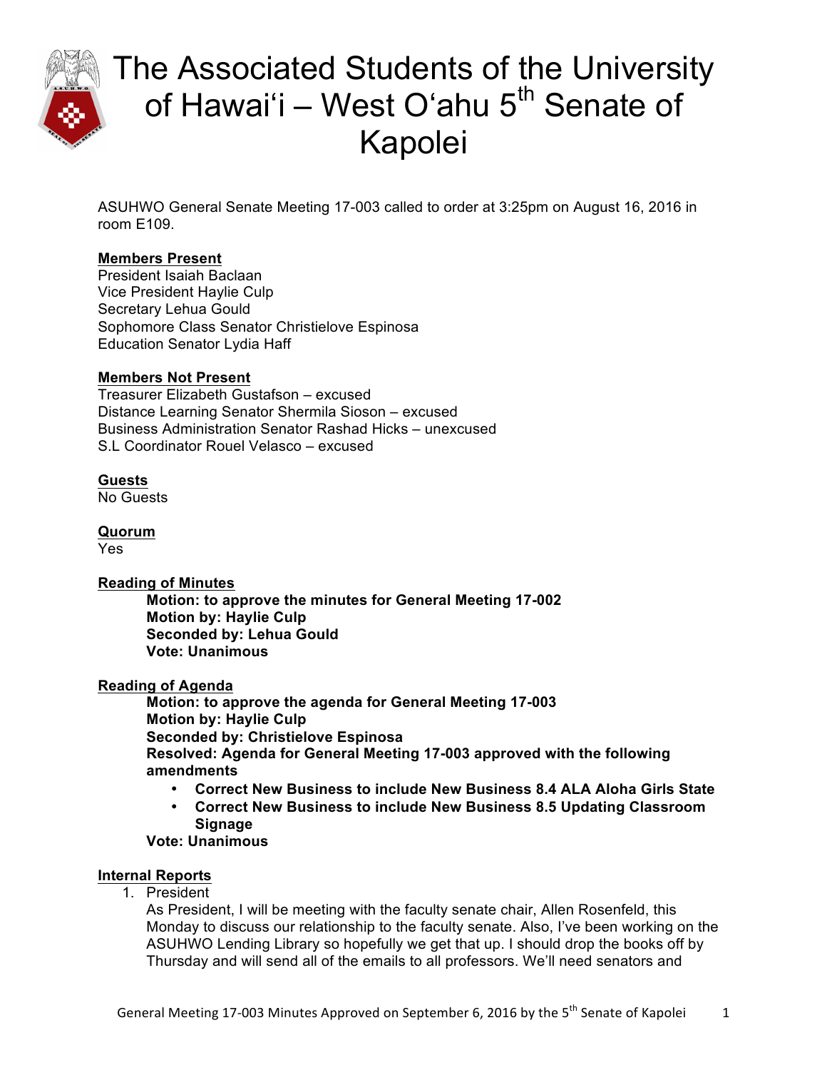# The Associated Students of the University of Hawai'i – West O'ahu 5th Senate of Kapolei

ASUHWO General Senate Meeting 17-003 called to order at 3:25pm on August 16, 2016 in room E109.

**Members Present**
President Isaiah Baclaan
Vice President Haylie Culp
Secretary Lehua Gould
Sophomore Class Senator Christielove Espinosa
Education Senator Lydia Haff

**Members Not Present**
Treasurer Elizabeth Gustafson – excused
Distance Learning Senator Shermila Sioson – excused
Business Administration Senator Rashad Hicks – unexcused
S.L Coordinator Rouel Velasco – excused

**Guests**
No Guests

**Quorum**
Yes

**Reading of Minutes**

> **Motion: to approve the minutes for General Meeting 17-002**
> **Motion by: Haylie Culp**
> **Seconded by: Lehua Gould**
> **Vote: Unanimous**

**Reading of Agenda**

> **Motion: to approve the agenda for General Meeting 17-003**
> **Motion by: Haylie Culp**
> **Seconded by: Christielove Espinosa**
> **Resolved: Agenda for General Meeting 17-003 approved with the following amendments**
> - **Correct New Business to include New Business 8.4 ALA Aloha Girls State**
> - **Correct New Business to include New Business 8.5 Updating Classroom Signage**
>
> **Vote: Unanimous**

**Internal Reports**

1. President
   As President, I will be meeting with the faculty senate chair, Allen Rosenfeld, this Monday to discuss our relationship to the faculty senate. Also, I've been working on the ASUHWO Lending Library so hopefully we get that up. I should drop the books off by Thursday and will send all of the emails to all professors. We'll need senators and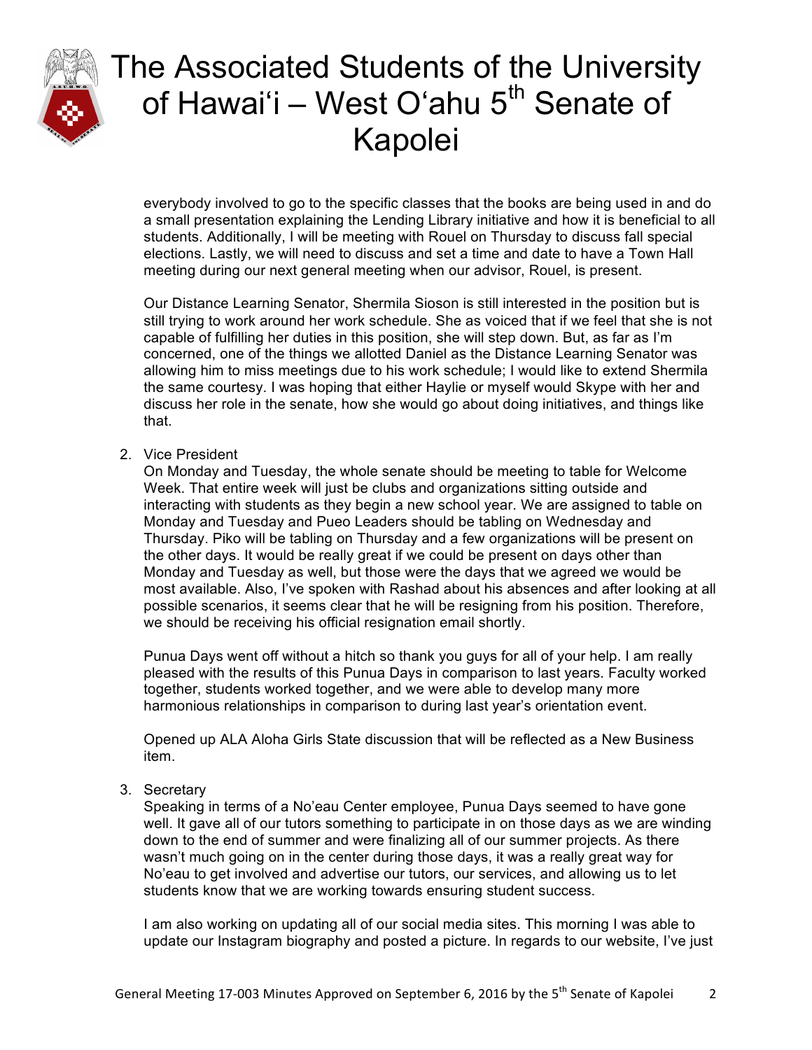everybody involved to go to the specific classes that the books are being used in and do a small presentation explaining the Lending Library initiative and how it is beneficial to all students. Additionally, I will be meeting with Rouel on Thursday to discuss fall special elections. Lastly, we will need to discuss and set a time and date to have a Town Hall meeting during our next general meeting when our advisor, Rouel, is present.

Our Distance Learning Senator, Shermila Sioson is still interested in the position but is still trying to work around her work schedule. She as voiced that if we feel that she is not capable of fulfilling her duties in this position, she will step down. But, as far as I'm concerned, one of the things we allotted Daniel as the Distance Learning Senator was allowing him to miss meetings due to his work schedule; I would like to extend Shermila the same courtesy. I was hoping that either Haylie or myself would Skype with her and discuss her role in the senate, how she would go about doing initiatives, and things like that.

2. Vice President
   On Monday and Tuesday, the whole senate should be meeting to table for Welcome Week. That entire week will just be clubs and organizations sitting outside and interacting with students as they begin a new school year. We are assigned to table on Monday and Tuesday and Pueo Leaders should be tabling on Wednesday and Thursday. Piko will be tabling on Thursday and a few organizations will be present on the other days. It would be really great if we could be present on days other than Monday and Tuesday as well, but those were the days that we agreed we would be most available. Also, I've spoken with Rashad about his absences and after looking at all possible scenarios, it seems clear that he will be resigning from his position. Therefore, we should be receiving his official resignation email shortly.

   Punua Days went off without a hitch so thank you guys for all of your help. I am really pleased with the results of this Punua Days in comparison to last years. Faculty worked together, students worked together, and we were able to develop many more harmonious relationships in comparison to during last year's orientation event.

   Opened up ALA Aloha Girls State discussion that will be reflected as a New Business item.

3. Secretary
   Speaking in terms of a No'eau Center employee, Punua Days seemed to have gone well. It gave all of our tutors something to participate in on those days as we are winding down to the end of summer and were finalizing all of our summer projects. As there wasn't much going on in the center during those days, it was a really great way for No'eau to get involved and advertise our tutors, our services, and allowing us to let students know that we are working towards ensuring student success.

   I am also working on updating all of our social media sites. This morning I was able to update our Instagram biography and posted a picture. In regards to our website, I've just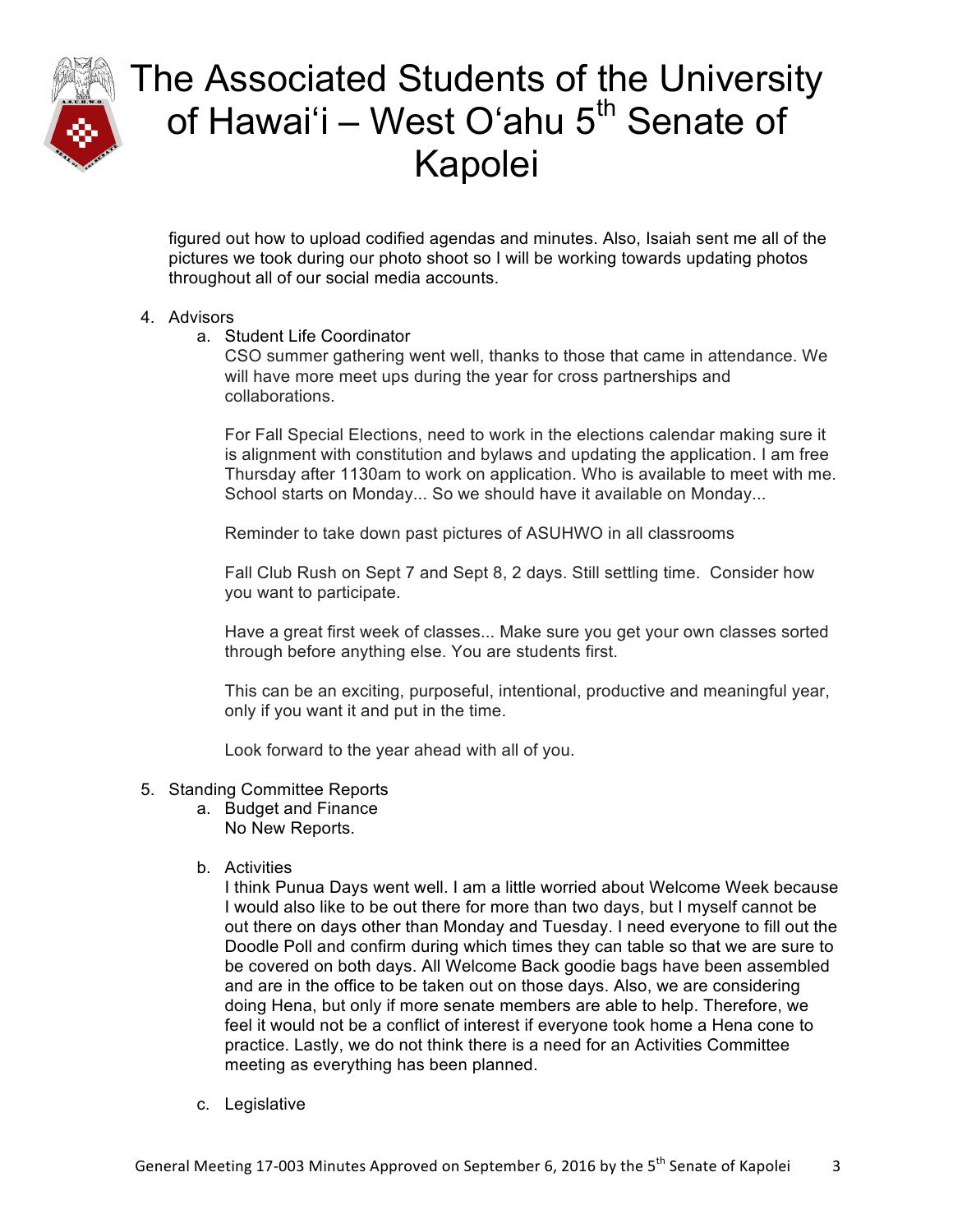figured out how to upload codified agendas and minutes. Also, Isaiah sent me all of the pictures we took during our photo shoot so I will be working towards updating photos throughout all of our social media accounts.

4. Advisors
   a. Student Life Coordinator
      CSO summer gathering went well, thanks to those that came in attendance. We will have more meet ups during the year for cross partnerships and collaborations.

      For Fall Special Elections, need to work in the elections calendar making sure it is alignment with constitution and bylaws and updating the application. I am free Thursday after 1130am to work on application. Who is available to meet with me. School starts on Monday... So we should have it available on Monday...

      Reminder to take down past pictures of ASUHWO in all classrooms

      Fall Club Rush on Sept 7 and Sept 8, 2 days. Still settling time. Consider how you want to participate.

      Have a great first week of classes... Make sure you get your own classes sorted through before anything else. You are students first.

      This can be an exciting, purposeful, intentional, productive and meaningful year, only if you want it and put in the time.

      Look forward to the year ahead with all of you.

5. Standing Committee Reports
   a. Budget and Finance
      No New Reports.

   b. Activities
      I think Punua Days went well. I am a little worried about Welcome Week because I would also like to be out there for more than two days, but I myself cannot be out there on days other than Monday and Tuesday. I need everyone to fill out the Doodle Poll and confirm during which times they can table so that we are sure to be covered on both days. All Welcome Back goodie bags have been assembled and are in the office to be taken out on those days. Also, we are considering doing Hena, but only if more senate members are able to help. Therefore, we feel it would not be a conflict of interest if everyone took home a Hena cone to practice. Lastly, we do not think there is a need for an Activities Committee meeting as everything has been planned.

   c. Legislative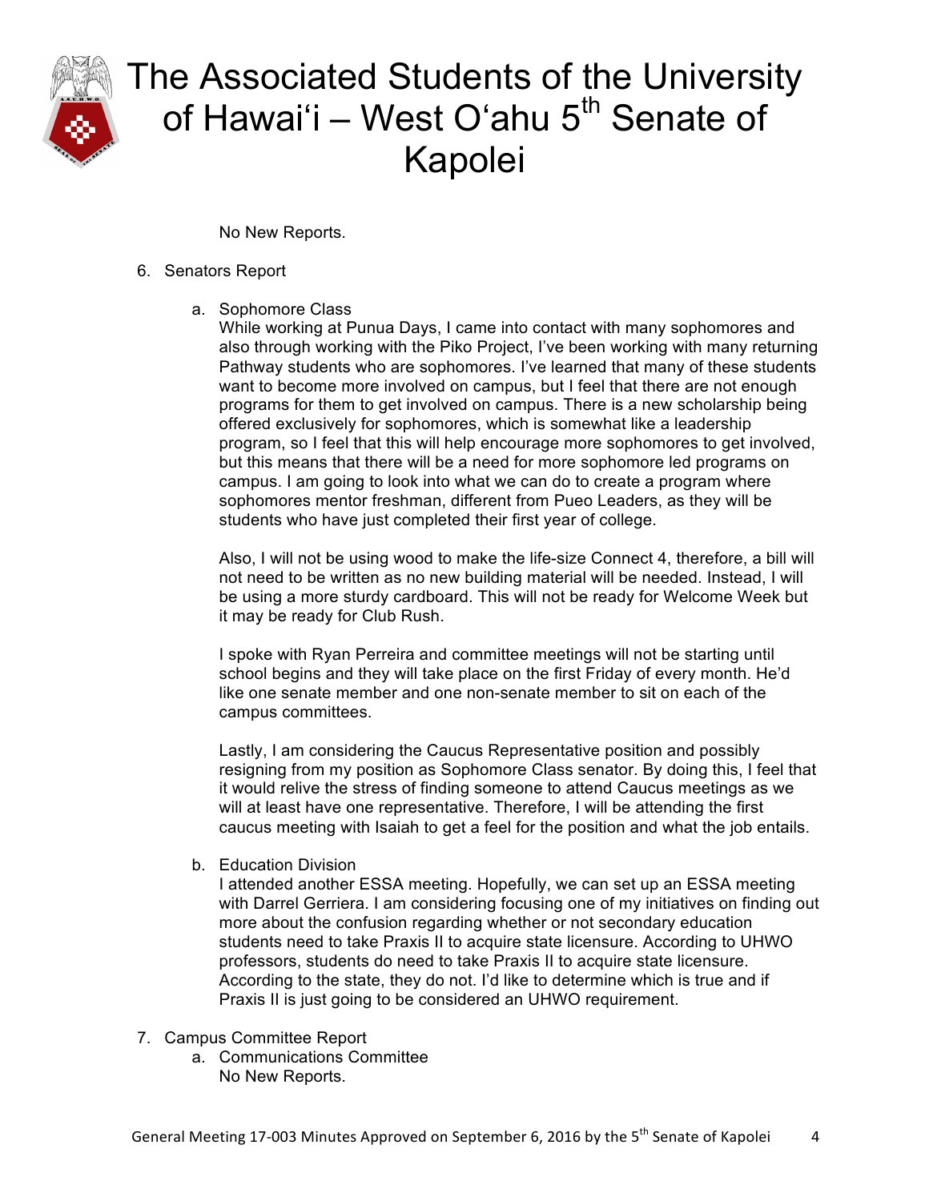No New Reports.

6. Senators Report

   a. Sophomore Class

      While working at Punua Days, I came into contact with many sophomores and also through working with the Piko Project, I've been working with many returning Pathway students who are sophomores. I've learned that many of these students want to become more involved on campus, but I feel that there are not enough programs for them to get involved on campus. There is a new scholarship being offered exclusively for sophomores, which is somewhat like a leadership program, so I feel that this will help encourage more sophomores to get involved, but this means that there will be a need for more sophomore led programs on campus. I am going to look into what we can do to create a program where sophomores mentor freshman, different from Pueo Leaders, as they will be students who have just completed their first year of college.

      Also, I will not be using wood to make the life-size Connect 4, therefore, a bill will not need to be written as no new building material will be needed. Instead, I will be using a more sturdy cardboard. This will not be ready for Welcome Week but it may be ready for Club Rush.

      I spoke with Ryan Perreira and committee meetings will not be starting until school begins and they will take place on the first Friday of every month. He'd like one senate member and one non-senate member to sit on each of the campus committees.

      Lastly, I am considering the Caucus Representative position and possibly resigning from my position as Sophomore Class senator. By doing this, I feel that it would relive the stress of finding someone to attend Caucus meetings as we will at least have one representative. Therefore, I will be attending the first caucus meeting with Isaiah to get a feel for the position and what the job entails.

   b. Education Division

      I attended another ESSA meeting. Hopefully, we can set up an ESSA meeting with Darrel Gerriera. I am considering focusing one of my initiatives on finding out more about the confusion regarding whether or not secondary education students need to take Praxis II to acquire state licensure. According to UHWO professors, students do need to take Praxis II to acquire state licensure. According to the state, they do not. I'd like to determine which is true and if Praxis II is just going to be considered an UHWO requirement.

7. Campus Committee Report

   a. Communications Committee

      No New Reports.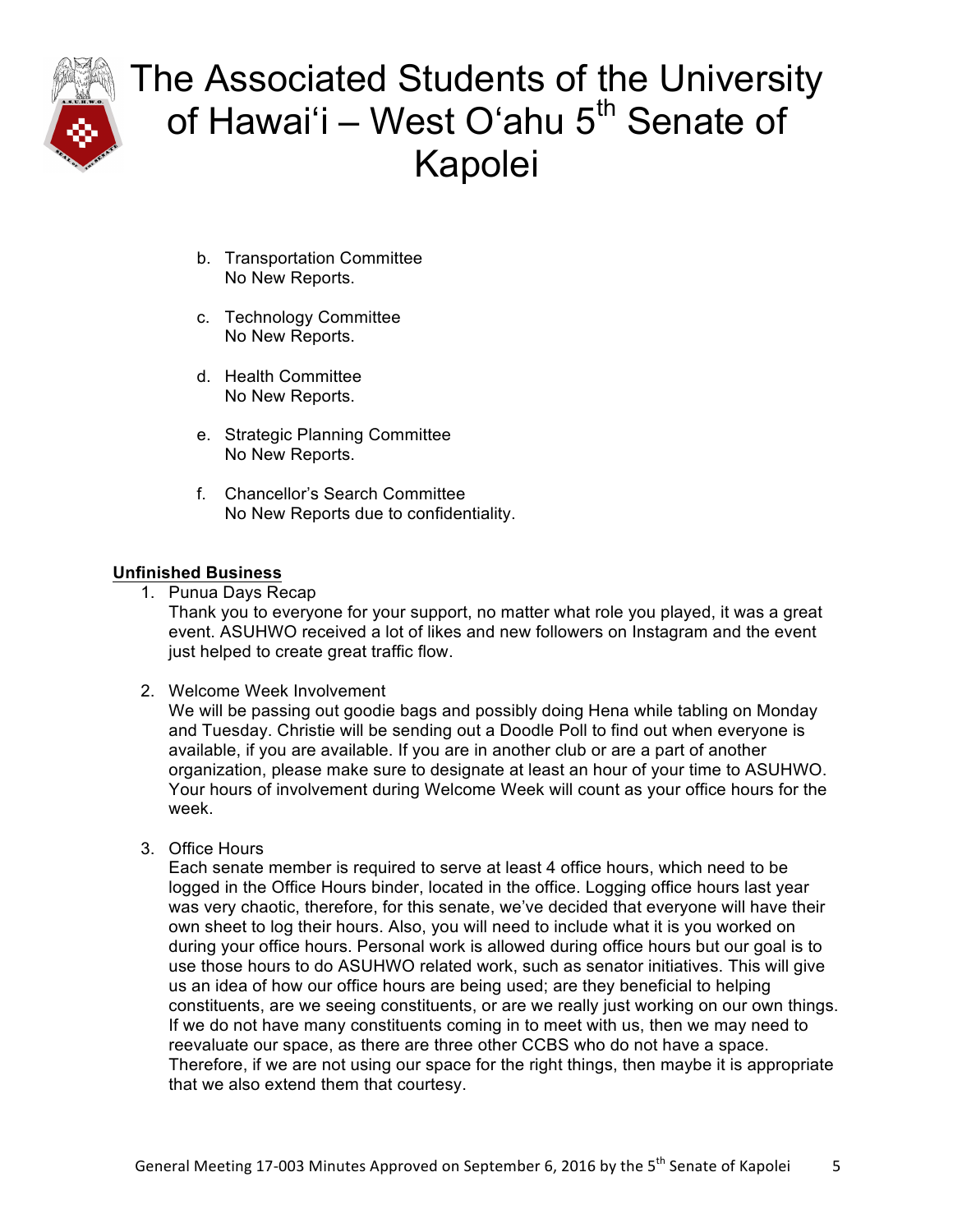b. Transportation Committee
   No New Reports.

c. Technology Committee
   No New Reports.

d. Health Committee
   No New Reports.

e. Strategic Planning Committee
   No New Reports.

f. Chancellor's Search Committee
   No New Reports due to confidentiality.

**Unfinished Business**

1. Punua Days Recap
   Thank you to everyone for your support, no matter what role you played, it was a great event. ASUHWO received a lot of likes and new followers on Instagram and the event just helped to create great traffic flow.

2. Welcome Week Involvement
   We will be passing out goodie bags and possibly doing Hena while tabling on Monday and Tuesday. Christie will be sending out a Doodle Poll to find out when everyone is available, if you are available. If you are in another club or are a part of another organization, please make sure to designate at least an hour of your time to ASUHWO. Your hours of involvement during Welcome Week will count as your office hours for the week.

3. Office Hours
   Each senate member is required to serve at least 4 office hours, which need to be logged in the Office Hours binder, located in the office. Logging office hours last year was very chaotic, therefore, for this senate, we've decided that everyone will have their own sheet to log their hours. Also, you will need to include what it is you worked on during your office hours. Personal work is allowed during office hours but our goal is to use those hours to do ASUHWO related work, such as senator initiatives. This will give us an idea of how our office hours are being used; are they beneficial to helping constituents, are we seeing constituents, or are we really just working on our own things. If we do not have many constituents coming in to meet with us, then we may need to reevaluate our space, as there are three other CCBS who do not have a space. Therefore, if we are not using our space for the right things, then maybe it is appropriate that we also extend them that courtesy.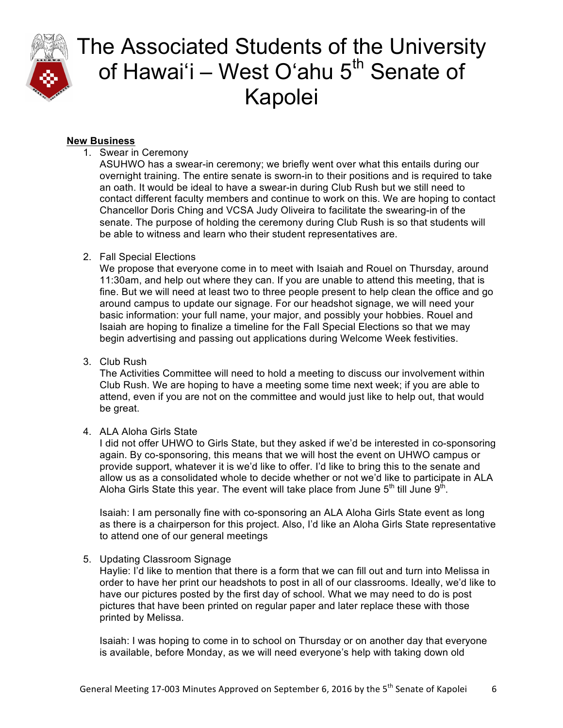**New Business**

1. Swear in Ceremony
   ASUHWO has a swear-in ceremony; we briefly went over what this entails during our overnight training. The entire senate is sworn-in to their positions and is required to take an oath. It would be ideal to have a swear-in during Club Rush but we still need to contact different faculty members and continue to work on this. We are hoping to contact Chancellor Doris Ching and VCSA Judy Oliveira to facilitate the swearing-in of the senate. The purpose of holding the ceremony during Club Rush is so that students will be able to witness and learn who their student representatives are.

2. Fall Special Elections
   We propose that everyone come in to meet with Isaiah and Rouel on Thursday, around 11:30am, and help out where they can. If you are unable to attend this meeting, that is fine. But we will need at least two to three people present to help clean the office and go around campus to update our signage. For our headshot signage, we will need your basic information: your full name, your major, and possibly your hobbies. Rouel and Isaiah are hoping to finalize a timeline for the Fall Special Elections so that we may begin advertising and passing out applications during Welcome Week festivities.

3. Club Rush
   The Activities Committee will need to hold a meeting to discuss our involvement within Club Rush. We are hoping to have a meeting some time next week; if you are able to attend, even if you are not on the committee and would just like to help out, that would be great.

4. ALA Aloha Girls State
   I did not offer UHWO to Girls State, but they asked if we'd be interested in co-sponsoring again. By co-sponsoring, this means that we will host the event on UHWO campus or provide support, whatever it is we'd like to offer. I'd like to bring this to the senate and allow us as a consolidated whole to decide whether or not we'd like to participate in ALA Aloha Girls State this year. The event will take place from June 5th till June 9th.

   Isaiah: I am personally fine with co-sponsoring an ALA Aloha Girls State event as long as there is a chairperson for this project. Also, I'd like an Aloha Girls State representative to attend one of our general meetings

5. Updating Classroom Signage
   Haylie: I'd like to mention that there is a form that we can fill out and turn into Melissa in order to have her print our headshots to post in all of our classrooms. Ideally, we'd like to have our pictures posted by the first day of school. What we may need to do is post pictures that have been printed on regular paper and later replace these with those printed by Melissa.

   Isaiah: I was hoping to come in to school on Thursday or on another day that everyone is available, before Monday, as we will need everyone's help with taking down old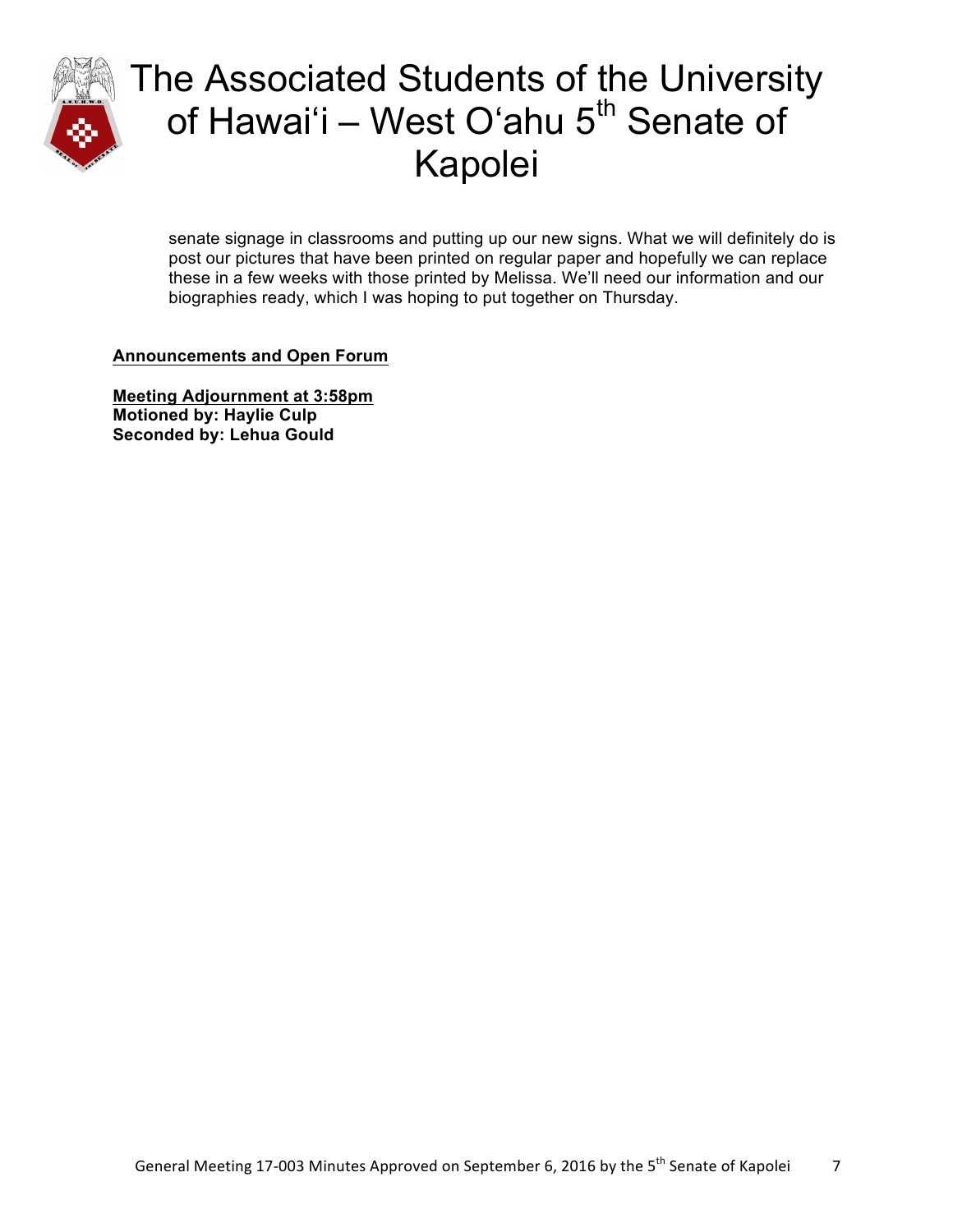senate signage in classrooms and putting up our new signs. What we will definitely do is post our pictures that have been printed on regular paper and hopefully we can replace these in a few weeks with those printed by Melissa. We'll need our information and our biographies ready, which I was hoping to put together on Thursday.

**Announcements and Open Forum**

**Meeting Adjournment at 3:58pm**
**Motioned by: Haylie Culp**
**Seconded by: Lehua Gould**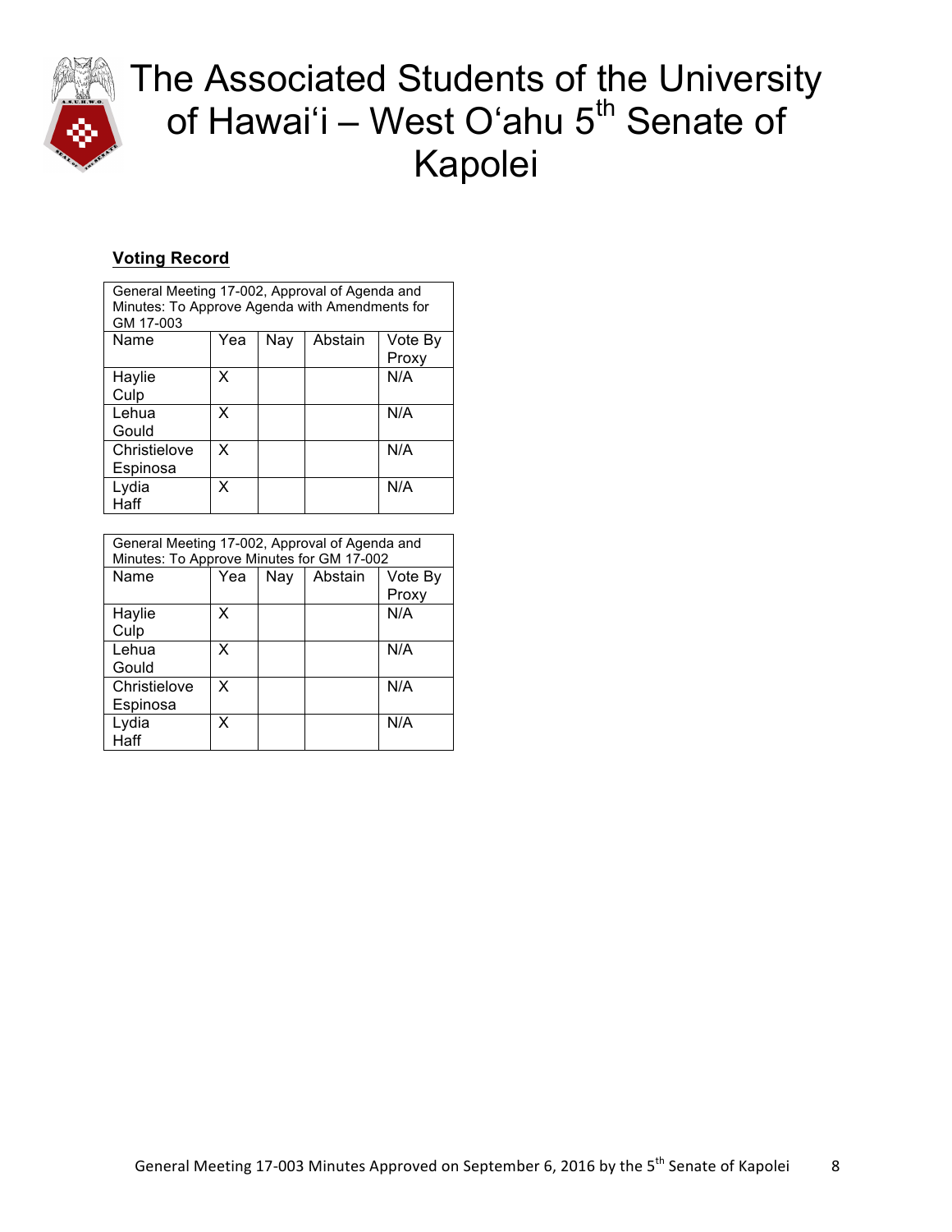# The Associated Students of the University of Hawai'i – West O'ahu 5th Senate of Kapolei

**Voting Record**

| General Meeting 17-002, Approval of Agenda and Minutes: To Approve Agenda with Amendments for GM 17-003 | | | | |
|---|---|---|---|---|
| Name | Yea | Nay | Abstain | Vote By Proxy |
| Haylie Culp | X | | | N/A |
| Lehua Gould | X | | | N/A |
| Christielove Espinosa | X | | | N/A |
| Lydia Haff | X | | | N/A |

| General Meeting 17-002, Approval of Agenda and Minutes: To Approve Minutes for GM 17-002 | | | | |
|---|---|---|---|---|
| Name | Yea | Nay | Abstain | Vote By Proxy |
| Haylie Culp | X | | | N/A |
| Lehua Gould | X | | | N/A |
| Christielove Espinosa | X | | | N/A |
| Lydia Haff | X | | | N/A |